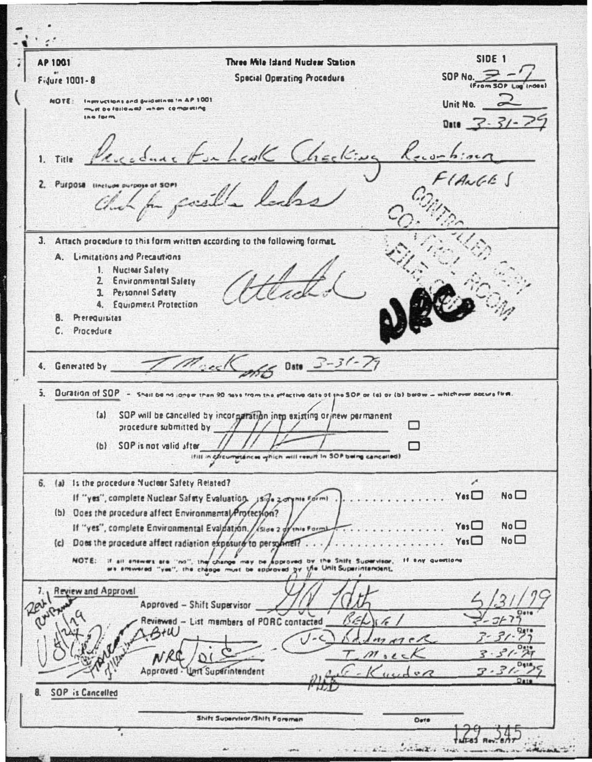AP 1001

Figure 1001-8

NOTE: Instructions and guidelines in AP 1001 must be followed when completing the form.

**Three Mile Island Nuclear Station**

**Special Operating Procedure**

SIDE 1

SOP No. 2-7 (From SOP Log Index)

Unit No. 2

Date 3-31-79

1. Title Procedure For Leak Checking Recombiner FLANGES

2. Purpose (Include purpose of SOP) Check for possible leaks

CONTROLLED COPY
FILE ROOM
NRC

3. Attach procedure to this form written according to the following format.
   - A. Limitations and Precautions
     1. Nuclear Safety
     2. Environmental Safety
     3. Personnel Safety
     4. Equipment Protection
   - B. Prerequisites
   - C. Procedure

   Attached

4. Generated by T Mock Date 3-31-79

5. Duration of SOP – Shall be no longer than 90 days from the effective date of the SOP or (a) or (b) below – whichever occurs first.
   - (a) SOP will be cancelled by incorporation into existing or new permanent procedure submitted by ________ ☐
   - (b) SOP is not valid after ________ ☐ (Fill in circumstances which will result in SOP being cancelled)

6. (a) Is the procedure Nuclear Safety Related? If "yes", complete Nuclear Safety Evaluation. (Side 2 of this Form) ........ Yes ☐ No ☐
   - (b) Does the procedure affect Environmental Protection? If "yes", complete Environmental Evaluation. (Side 2 of this Form) ........ Yes ☐ No ☐
   - (c) Does the procedure affect radiation exposure to personnel? ........ Yes ☐ No ☐

   NOTE: If all answers are "no", the change may be approved by the Shift Supervisor. If any questions are answered "yes", the change must be approved by the Unit Superintendent.

7. Review and Approval

| | | Date |
|---|---|---|
| Approved – Shift Supervisor | | 3/31/79 |
| Reviewed – List members of PORC contacted | | 3-31-79 |
| B&W | J-C Baumgarner | 3-31-79 |
| NRC / OIE | T. Mock | 3-31-79 |
| Approved - Unit Superintendent | G. Kunder | 3-31-79 |

Rev RWP ... 8/2/79

8. SOP is Cancelled

Shift Supervisor/Shift Foreman ________ Date ________

129 345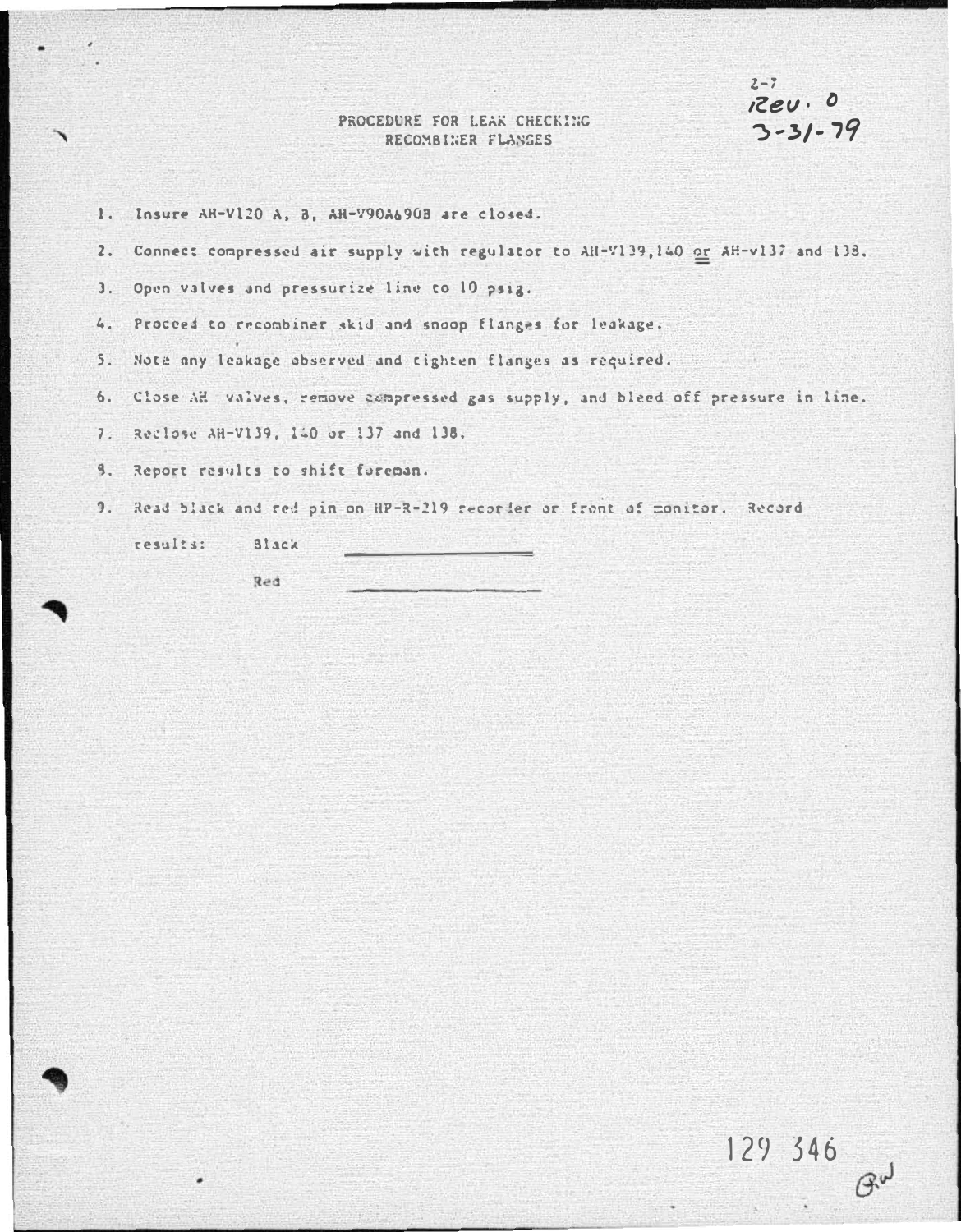2-7
Rev. 0
3-31-79

# PROCEDURE FOR LEAK CHECKING RECOMBINER FLANGES

1. Insure AH-V120 A, B, AH-V90A&90B are closed.
2. Connect compressed air supply with regulator to AH-V139,140 or AH-v137 and 138.
3. Open valves and pressurize line to 10 psig.
4. Proceed to recombiner skid and snoop flanges for leakage.
5. Note any leakage observed and tighten flanges as required.
6. Close AH valves, remove compressed gas supply, and bleed off pressure in line.
7. Reclose AH-V139, 140 or 137 and 138.
8. Report results to shift foreman.
9. Read black and red pin on HP-R-219 recorder or front of monitor. Record results: Black \_\_\_\_\_\_\_\_\_\_\_\_\_\_\_\_\_\_\_\_

   Red \_\_\_\_\_\_\_\_\_\_\_\_\_\_\_\_\_\_\_\_

129 346